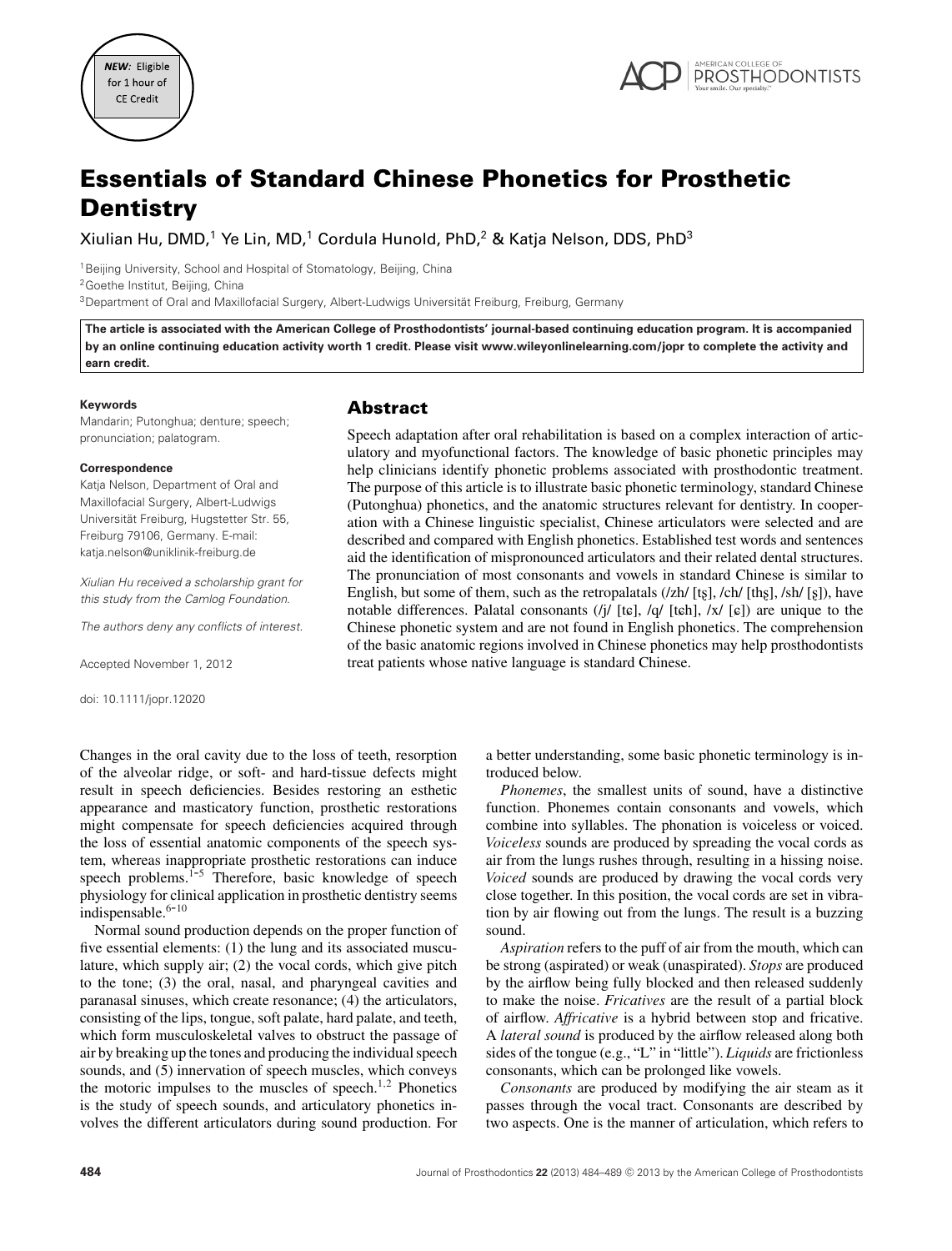NEW: Eligible for 1 hour of CE Credit

# Essentials of Standard Chinese Phonetics for Prosthetic Dentistry

Xiulian Hu, DMD,[1] Ye Lin, MD,[1] Cordula Hunold, PhD,[2] & Katja Nelson, DDS, PhD[3]

[1]Beijing University, School and Hospital of Stomatology, Beijing, China
[2]Goethe Institut, Beijing, China
[3]Department of Oral and Maxillofacial Surgery, Albert-Ludwigs Universität Freiburg, Freiburg, Germany

**The article is associated with the American College of Prosthodontists' journal-based continuing education program. It is accompanied by an online continuing education activity worth 1 credit. Please visit www.wileyonlinelearning.com/jopr to complete the activity and earn credit.**

**Keywords**
Mandarin; Putonghua; denture; speech; pronunciation; palatogram.

**Correspondence**
Katja Nelson, Department of Oral and Maxillofacial Surgery, Albert-Ludwigs Universität Freiburg, Hugstetter Str. 55, Freiburg 79106, Germany. E-mail: katja.nelson@uniklinik-freiburg.de

*Xiulian Hu received a scholarship grant for this study from the Camlog Foundation.*

*The authors deny any conflicts of interest.*

Accepted November 1, 2012

doi: 10.1111/jopr.12020

## Abstract

Speech adaptation after oral rehabilitation is based on a complex interaction of articulatory and myofunctional factors. The knowledge of basic phonetic principles may help clinicians identify phonetic problems associated with prosthodontic treatment. The purpose of this article is to illustrate basic phonetic terminology, standard Chinese (Putonghua) phonetics, and the anatomic structures relevant for dentistry. In cooperation with a Chinese linguistic specialist, Chinese articulators were selected and are described and compared with English phonetics. Established test words and sentences aid the identification of mispronounced articulators and their related dental structures. The pronunciation of most consonants and vowels in standard Chinese is similar to English, but some of them, such as the retropalatals (/zh/ [tʂ], /ch/ [tʂh], /sh/ [ʂ]), have notable differences. Palatal consonants (/j/ [tɕ], /q/ [tɕh], /x/ [ɕ]) are unique to the Chinese phonetic system and are not found in English phonetics. The comprehension of the basic anatomic regions involved in Chinese phonetics may help prosthodontists treat patients whose native language is standard Chinese.

Changes in the oral cavity due to the loss of teeth, resorption of the alveolar ridge, or soft- and hard-tissue defects might result in speech deficiencies. Besides restoring an esthetic appearance and masticatory function, prosthetic restorations might compensate for speech deficiencies acquired through the loss of essential anatomic components of the speech system, whereas inappropriate prosthetic restorations can induce speech problems.[1-5] Therefore, basic knowledge of speech physiology for clinical application in prosthetic dentistry seems indispensable.[6-10]

Normal sound production depends on the proper function of five essential elements: (1) the lung and its associated musculature, which supply air; (2) the vocal cords, which give pitch to the tone; (3) the oral, nasal, and pharyngeal cavities and paranasal sinuses, which create resonance; (4) the articulators, consisting of the lips, tongue, soft palate, hard palate, and teeth, which form musculoskeletal valves to obstruct the passage of air by breaking up the tones and producing the individual speech sounds, and (5) innervation of speech muscles, which conveys the motoric impulses to the muscles of speech.[1,2] Phonetics is the study of speech sounds, and articulatory phonetics involves the different articulators during sound production. For a better understanding, some basic phonetic terminology is introduced below.

*Phonemes*, the smallest units of sound, have a distinctive function. Phonemes contain consonants and vowels, which combine into syllables. The phonation is voiceless or voiced. *Voiceless* sounds are produced by spreading the vocal cords as air from the lungs rushes through, resulting in a hissing noise. *Voiced* sounds are produced by drawing the vocal cords very close together. In this position, the vocal cords are set in vibration by air flowing out from the lungs. The result is a buzzing sound.

*Aspiration* refers to the puff of air from the mouth, which can be strong (aspirated) or weak (unaspirated). *Stops* are produced by the airflow being fully blocked and then released suddenly to make the noise. *Fricatives* are the result of a partial block of airflow. *Affricative* is a hybrid between stop and fricative. A *lateral sound* is produced by the airflow released along both sides of the tongue (e.g., "L" in "little"). *Liquids* are frictionless consonants, which can be prolonged like vowels.

*Consonants* are produced by modifying the air steam as it passes through the vocal tract. Consonants are described by two aspects. One is the manner of articulation, which refers to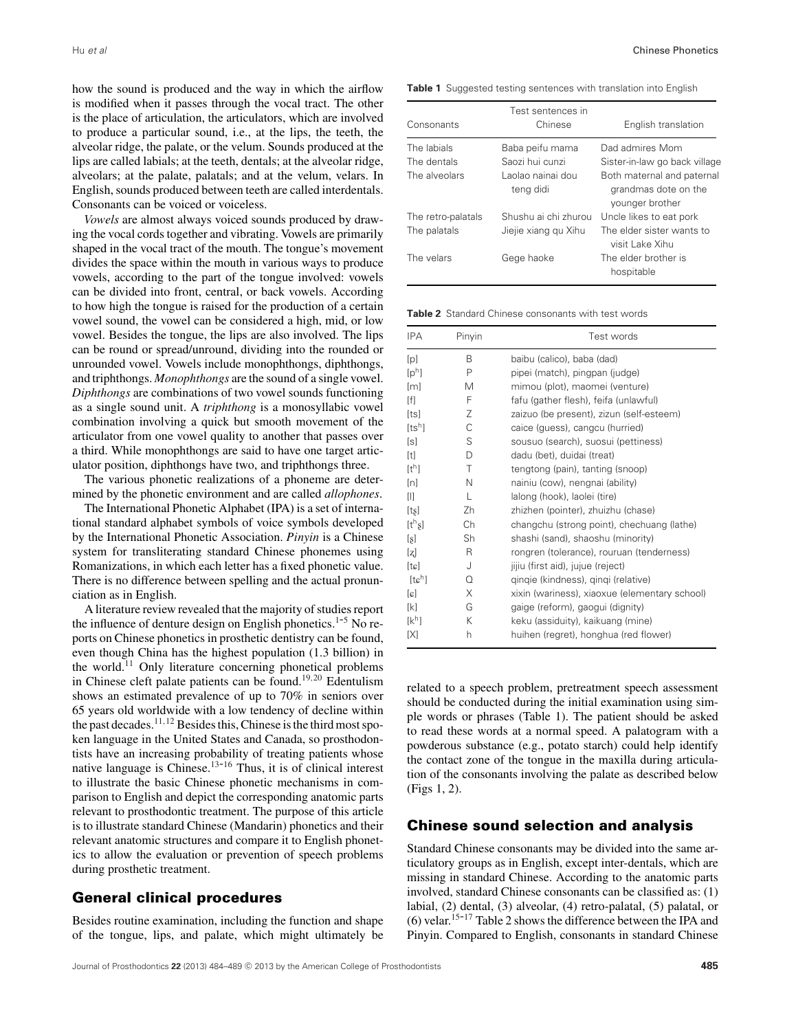how the sound is produced and the way in which the airflow is modified when it passes through the vocal tract. The other is the place of articulation, the articulators, which are involved to produce a particular sound, i.e., at the lips, the teeth, the alveolar ridge, the palate, or the velum. Sounds produced at the lips are called labials; at the teeth, dentals; at the alveolar ridge, alveolars; at the palate, palatals; and at the velum, velars. In English, sounds produced between teeth are called interdentals. Consonants can be voiced or voiceless.

*Vowels* are almost always voiced sounds produced by drawing the vocal cords together and vibrating. Vowels are primarily shaped in the vocal tract of the mouth. The tongue's movement divides the space within the mouth in various ways to produce vowels, according to the part of the tongue involved: vowels can be divided into front, central, or back vowels. According to how high the tongue is raised for the production of a certain vowel sound, the vowel can be considered a high, mid, or low vowel. Besides the tongue, the lips are also involved. The lips can be round or spread/unround, dividing into the rounded or unrounded vowel. Vowels include monophthongs, diphthongs, and triphthongs. *Monophthongs* are the sound of a single vowel. *Diphthongs* are combinations of two vowel sounds functioning as a single sound unit. A *triphthong* is a monosyllabic vowel combination involving a quick but smooth movement of the articulator from one vowel quality to another that passes over a third. While monophthongs are said to have one target articulator position, diphthongs have two, and triphthongs three.

The various phonetic realizations of a phoneme are determined by the phonetic environment and are called *allophones*.

The International Phonetic Alphabet (IPA) is a set of international standard alphabet symbols of voice symbols developed by the International Phonetic Association. *Pinyin* is a Chinese system for transliterating standard Chinese phonemes using Romanizations, in which each letter has a fixed phonetic value. There is no difference between spelling and the actual pronunciation as in English.

A literature review revealed that the majority of studies report the influence of denture design on English phonetics.[1-5] No reports on Chinese phonetics in prosthetic dentistry can be found, even though China has the highest population (1.3 billion) in the world.[11] Only literature concerning phonetical problems in Chinese cleft palate patients can be found.[19,20] Edentulism shows an estimated prevalence of up to 70% in seniors over 65 years old worldwide with a low tendency of decline within the past decades.[11,12] Besides this, Chinese is the third most spoken language in the United States and Canada, so prosthodontists have an increasing probability of treating patients whose native language is Chinese.[13-16] Thus, it is of clinical interest to illustrate the basic Chinese phonetic mechanisms in comparison to English and depict the corresponding anatomic parts relevant to prosthodontic treatment. The purpose of this article is to illustrate standard Chinese (Mandarin) phonetics and their relevant anatomic structures and compare it to English phonetics to allow the evaluation or prevention of speech problems during prosthetic treatment.

## General clinical procedures

Besides routine examination, including the function and shape of the tongue, lips, and palate, which might ultimately be related to a speech problem, pretreatment speech assessment should be conducted during the initial examination using simple words or phrases (Table 1). The patient should be asked to read these words at a normal speed. A palatogram with a powderous substance (e.g., potato starch) could help identify the contact zone of the tongue in the maxilla during articulation of the consonants involving the palate as described below (Figs 1, 2).

**Table 1** Suggested testing sentences with translation into English

| Consonants | Test sentences in Chinese | English translation |
|---|---|---|
| The labials | Baba peifu mama | Dad admires Mom |
| The dentals | Saozi hui cunzi | Sister-in-law go back village |
| The alveolars | Laolao nainai dou teng didi | Both maternal and paternal grandmas dote on the younger brother |
| The retro-palatals | Shushu ai chi zhurou | Uncle likes to eat pork |
| The palatals | Jiejie xiang qu Xihu | The elder sister wants to visit Lake Xihu |
| The velars | Gege haoke | The elder brother is hospitable |

**Table 2** Standard Chinese consonants with test words

| IPA | Pinyin | Test words |
|---|---|---|
| [p] | B | baibu (calico), baba (dad) |
| [pʰ] | P | pipei (match), pingpan (judge) |
| [m] | M | mimou (plot), maomei (venture) |
| [f] | F | fafu (gather flesh), feifa (unlawful) |
| [ts] | Z | zaizuo (be present), zizun (self-esteem) |
| [tsʰ] | C | caice (guess), cangcu (hurried) |
| [s] | S | sousuo (search), suosui (pettiness) |
| [t] | D | dadu (bet), duidai (treat) |
| [tʰ] | T | tengtong (pain), tanting (snoop) |
| [n] | N | nainiu (cow), nengnai (ability) |
| [l] | L | lalong (hook), laolei (tire) |
| [tʂ] | Zh | zhizhen (pointer), zhuizhu (chase) |
| [tʰʂ] | Ch | changchu (strong point), chechuang (lathe) |
| [ʂ] | Sh | shashi (sand), shaoshu (minority) |
| [ʐ] | R | rongren (tolerance), rouruan (tenderness) |
| [tɕ] | J | jijiu (first aid), jujue (reject) |
| [tɕʰ] | Q | qinqie (kindness), qinqi (relative) |
| [ɕ] | X | xixin (wariness), xiaoxue (elementary school) |
| [k] | G | gaige (reform), gaogui (dignity) |
| [kʰ] | K | keku (assiduity), kaikuang (mine) |
| [X] | h | huihen (regret), honghua (red flower) |

## Chinese sound selection and analysis

Standard Chinese consonants may be divided into the same articulatory groups as in English, except inter-dentals, which are missing in standard Chinese. According to the anatomic parts involved, standard Chinese consonants can be classified as: (1) labial, (2) dental, (3) alveolar, (4) retro-palatal, (5) palatal, or (6) velar.[15-17] Table 2 shows the difference between the IPA and Pinyin. Compared to English, consonants in standard Chinese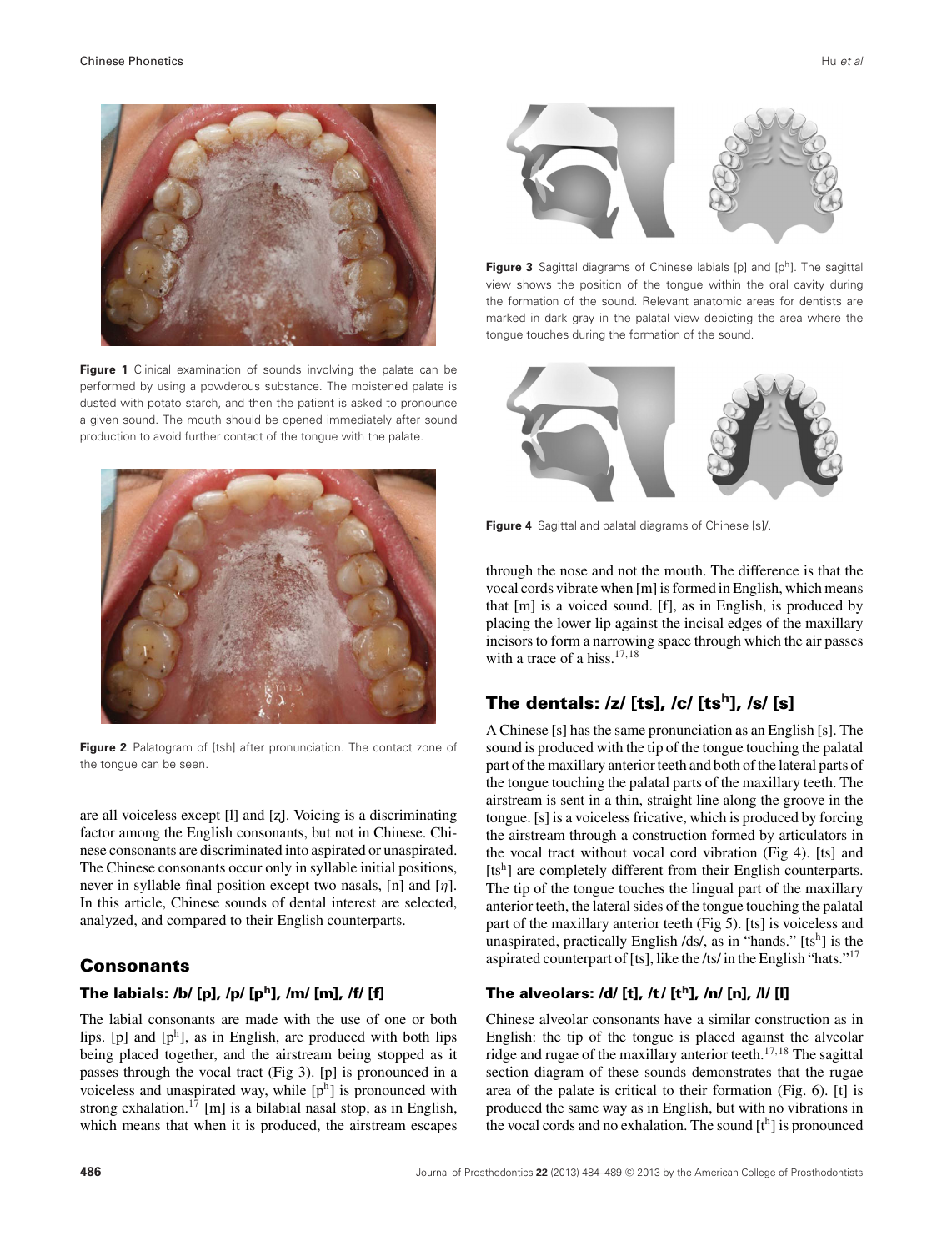Figure 1 Clinical examination of sounds involving the palate can be performed by using a powderous substance. The moistened palate is dusted with potato starch, and then the patient is asked to pronounce a given sound. The mouth should be opened immediately after sound production to avoid further contact of the tongue with the palate.

Figure 2 Palatogram of [tsh] after pronunciation. The contact zone of the tongue can be seen.

are all voiceless except [l] and [ʐ]. Voicing is a discriminating factor among the English consonants, but not in Chinese. Chinese consonants are discriminated into aspirated or unaspirated. The Chinese consonants occur only in syllable initial positions, never in syllable final position except two nasals, [n] and [ŋ]. In this article, Chinese sounds of dental interest are selected, analyzed, and compared to their English counterparts.

## Consonants

### The labials: /b/ [p], /p/ [pʰ], /m/ [m], /f/ [f]

The labial consonants are made with the use of one or both lips. [p] and [pʰ], as in English, are produced with both lips being placed together, and the airstream being stopped as it passes through the vocal tract (Fig 3). [p] is pronounced in a voiceless and unaspirated way, while [pʰ] is pronounced with strong exhalation.[17] [m] is a bilabial nasal stop, as in English, which means that when it is produced, the airstream escapes through the nose and not the mouth. The difference is that the vocal cords vibrate when [m] is formed in English, which means that [m] is a voiced sound. [f], as in English, is produced by placing the lower lip against the incisal edges of the maxillary incisors to form a narrowing space through which the air passes with a trace of a hiss.[17,18]

Figure 3 Sagittal diagrams of Chinese labials [p] and [pʰ]. The sagittal view shows the position of the tongue within the oral cavity during the formation of the sound. Relevant anatomic areas for dentists are marked in dark gray in the palatal view depicting the area where the tongue touches during the formation of the sound.

Figure 4 Sagittal and palatal diagrams of Chinese [s]/.

### The dentals: /z/ [ts], /c/ [tsʰ], /s/ [s]

A Chinese [s] has the same pronunciation as an English [s]. The sound is produced with the tip of the tongue touching the palatal part of the maxillary anterior teeth and both of the lateral parts of the tongue touching the palatal parts of the maxillary teeth. The airstream is sent in a thin, straight line along the groove in the tongue. [s] is a voiceless fricative, which is produced by forcing the airstream through a construction formed by articulators in the vocal tract without vocal cord vibration (Fig 4). [ts] and [tsʰ] are completely different from their English counterparts. The tip of the tongue touches the lingual part of the maxillary anterior teeth, the lateral sides of the tongue touching the palatal part of the maxillary anterior teeth (Fig 5). [ts] is voiceless and unaspirated, practically English /ds/, as in "hands." [tsʰ] is the aspirated counterpart of [ts], like the /ts/ in the English "hats."[17]

### The alveolars: /d/ [t], /t/ [tʰ], /n/ [n], /l/ [l]

Chinese alveolar consonants have a similar construction as in English: the tip of the tongue is placed against the alveolar ridge and rugae of the maxillary anterior teeth.[17,18] The sagittal section diagram of these sounds demonstrates that the rugae area of the palate is critical to their formation (Fig. 6). [t] is produced the same way as in English, but with no vibrations in the vocal cords and no exhalation. The sound [tʰ] is pronounced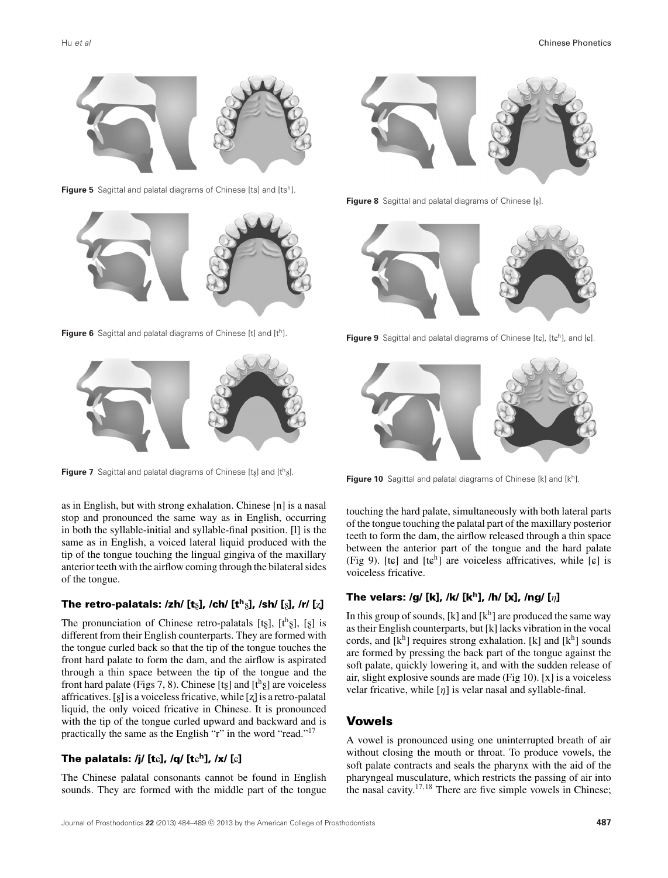Figure 5 Sagittal and palatal diagrams of Chinese [ts] and [ts$^h$].

Figure 6 Sagittal and palatal diagrams of Chinese [t] and [t$^h$].

Figure 7 Sagittal and palatal diagrams of Chinese [tʂ] and [t$^h$ʂ].

Figure 8 Sagittal and palatal diagrams of Chinese [ʂ].

Figure 9 Sagittal and palatal diagrams of Chinese [tɕ], [tɕ$^h$], and [ɕ].

Figure 10 Sagittal and palatal diagrams of Chinese [k] and [k$^h$].

as in English, but with strong exhalation. Chinese [n] is a nasal stop and pronounced the same way as in English, occurring in both the syllable-initial and syllable-final position. [l] is the same as in English, a voiced lateral liquid produced with the tip of the tongue touching the lingual gingiva of the maxillary anterior teeth with the airflow coming through the bilateral sides of the tongue.

### The retro-palatals: /zh/ [tʂ], /ch/ [t$^h$ʂ], /sh/ [ʂ], /r/ [ʐ]

The pronunciation of Chinese retro-palatals [tʂ], [t$^h$ʂ], [ʂ] is different from their English counterparts. They are formed with the tongue curled back so that the tip of the tongue touches the front hard palate to form the dam, and the airflow is aspirated through a thin space between the tip of the tongue and the front hard palate (Figs 7, 8). Chinese [tʂ] and [t$^h$ʂ] are voiceless affricatives. [ʂ] is a voiceless fricative, while [ʐ] is a retro-palatal liquid, the only voiced fricative in Chinese. It is pronounced with the tip of the tongue curled upward and backward and is practically the same as the English "r" in the word "read."[17]

### The palatals: /j/ [tɕ], /q/ [tɕ$^h$], /x/ [ɕ]

The Chinese palatal consonants cannot be found in English sounds. They are formed with the middle part of the tongue touching the hard palate, simultaneously with both lateral parts of the tongue touching the palatal part of the maxillary posterior teeth to form the dam, the airflow released through a thin space between the anterior part of the tongue and the hard palate (Fig 9). [tɕ] and [tɕ$^h$] are voiceless affricatives, while [ɕ] is voiceless fricative.

### The velars: /g/ [k], /k/ [k$^h$], /h/ [x], /ng/ [η]

In this group of sounds, [k] and [k$^h$] are produced the same way as their English counterparts, but [k] lacks vibration in the vocal cords, and [k$^h$] requires strong exhalation. [k] and [k$^h$] sounds are formed by pressing the back part of the tongue against the soft palate, quickly lowering it, and with the sudden release of air, slight explosive sounds are made (Fig 10). [x] is a voiceless velar fricative, while [η] is velar nasal and syllable-final.

## Vowels

A vowel is pronounced using one uninterrupted breath of air without closing the mouth or throat. To produce vowels, the soft palate contracts and seals the pharynx with the aid of the pharyngeal musculature, which restricts the passing of air into the nasal cavity.[17,18] There are five simple vowels in Chinese;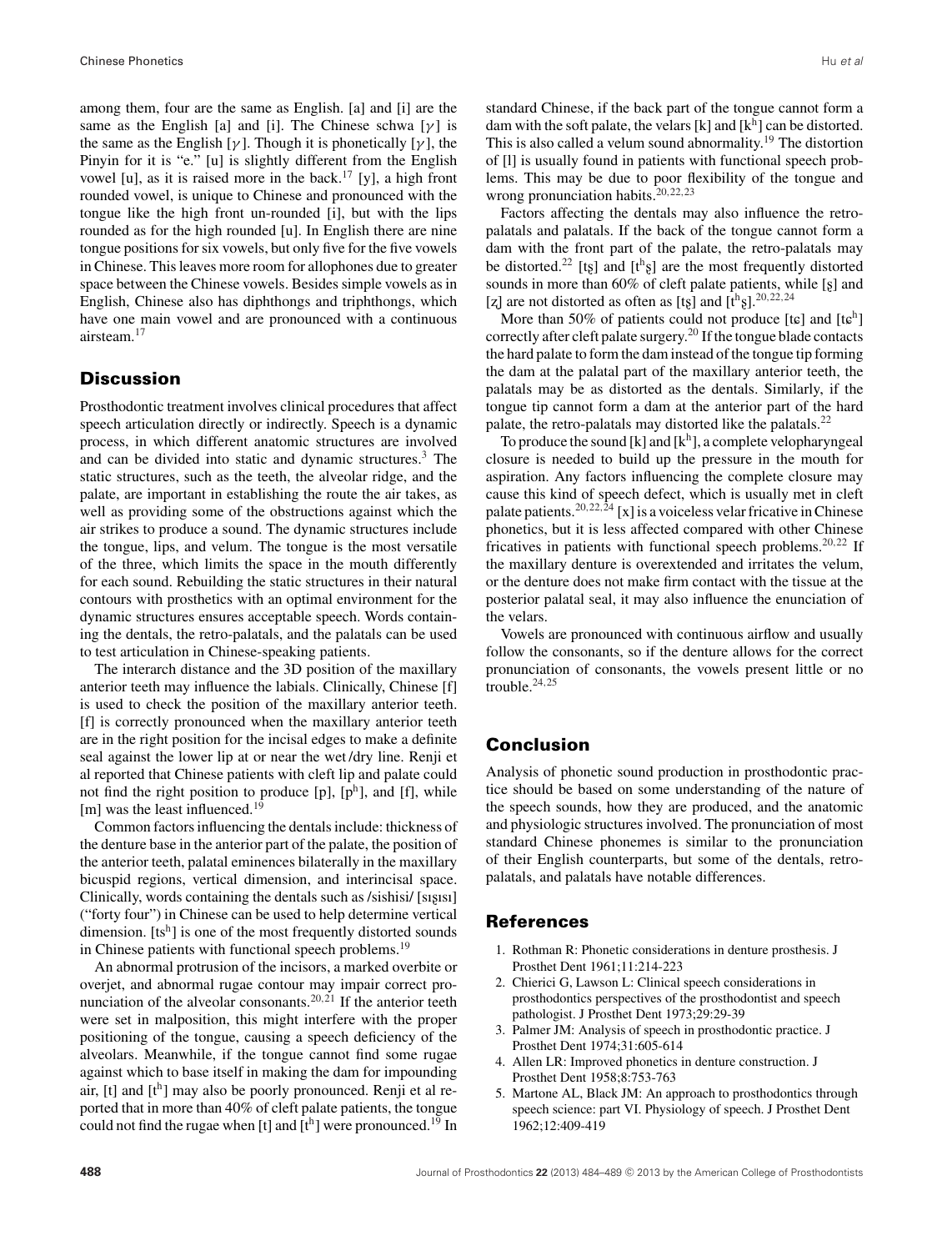among them, four are the same as English. [a] and [i] are the same as the English [a] and [i]. The Chinese schwa [ɣ] is the same as the English [ɣ]. Though it is phonetically [ɣ], the Pinyin for it is "e." [u] is slightly different from the English vowel [u], as it is raised more in the back.[17] [y], a high front rounded vowel, is unique to Chinese and pronounced with the tongue like the high front un-rounded [i], but with the lips rounded as for the high rounded [u]. In English there are nine tongue positions for six vowels, but only five for the five vowels in Chinese. This leaves more room for allophones due to greater space between the Chinese vowels. Besides simple vowels as in English, Chinese also has diphthongs and triphthongs, which have one main vowel and are pronounced with a continuous airsteam.[17]

## Discussion

Prosthodontic treatment involves clinical procedures that affect speech articulation directly or indirectly. Speech is a dynamic process, in which different anatomic structures are involved and can be divided into static and dynamic structures.[3] The static structures, such as the teeth, the alveolar ridge, and the palate, are important in establishing the route the air takes, as well as providing some of the obstructions against which the air strikes to produce a sound. The dynamic structures include the tongue, lips, and velum. The tongue is the most versatile of the three, which limits the space in the mouth differently for each sound. Rebuilding the static structures in their natural contours with prosthetics with an optimal environment for the dynamic structures ensures acceptable speech. Words containing the dentals, the retro-palatals, and the palatals can be used to test articulation in Chinese-speaking patients.

The interarch distance and the 3D position of the maxillary anterior teeth may influence the labials. Clinically, Chinese [f] is used to check the position of the maxillary anterior teeth. [f] is correctly pronounced when the maxillary anterior teeth are in the right position for the incisal edges to make a definite seal against the lower lip at or near the wet/dry line. Renji et al reported that Chinese patients with cleft lip and palate could not find the right position to produce [p], [pʰ], and [f], while [m] was the least influenced.[19]

Common factors influencing the dentals include: thickness of the denture base in the anterior part of the palate, the position of the anterior teeth, palatal eminences bilaterally in the maxillary bicuspid regions, vertical dimension, and interincisal space. Clinically, words containing the dentals such as /sishisi/ [sɪʂɪsɪ] ("forty four") in Chinese can be used to help determine vertical dimension. [tsʰ] is one of the most frequently distorted sounds in Chinese patients with functional speech problems.[19]

An abnormal protrusion of the incisors, a marked overbite or overjet, and abnormal rugae contour may impair correct pronunciation of the alveolar consonants.[20,21] If the anterior teeth were set in malposition, this might interfere with the proper positioning of the tongue, causing a speech deficiency of the alveolars. Meanwhile, if the tongue cannot find some rugae against which to base itself in making the dam for impounding air, [t] and [tʰ] may also be poorly pronounced. Renji et al reported that in more than 40% of cleft palate patients, the tongue could not find the rugae when [t] and [tʰ] were pronounced.[19] In standard Chinese, if the back part of the tongue cannot form a dam with the soft palate, the velars [k] and [kʰ] can be distorted. This is also called a velum sound abnormality.[19] The distortion of [l] is usually found in patients with functional speech problems. This may be due to poor flexibility of the tongue and wrong pronunciation habits.[20,22,23]

Factors affecting the dentals may also influence the retro-palatals and palatals. If the back of the tongue cannot form a dam with the front part of the palate, the retro-palatals may be distorted.[22] [tʂ] and [tʰʂ] are the most frequently distorted sounds in more than 60% of cleft palate patients, while [ʂ] and [ʐ] are not distorted as often as [tʂ] and [tʰʂ].[20,22,24]

More than 50% of patients could not produce [tɕ] and [tɕʰ] correctly after cleft palate surgery.[20] If the tongue blade contacts the hard palate to form the dam instead of the tongue tip forming the dam at the palatal part of the maxillary anterior teeth, the palatals may be as distorted as the dentals. Similarly, if the tongue tip cannot form a dam at the anterior part of the hard palate, the retro-palatals may distorted like the palatals.[22]

To produce the sound [k] and [kʰ], a complete velopharyngeal closure is needed to build up the pressure in the mouth for aspiration. Any factors influencing the complete closure may cause this kind of speech defect, which is usually met in cleft palate patients.[20,22,24] [x] is a voiceless velar fricative in Chinese phonetics, but it is less affected compared with other Chinese fricatives in patients with functional speech problems.[20,22] If the maxillary denture is overextended and irritates the velum, or the denture does not make firm contact with the tissue at the posterior palatal seal, it may also influence the enunciation of the velars.

Vowels are pronounced with continuous airflow and usually follow the consonants, so if the denture allows for the correct pronunciation of consonants, the vowels present little or no trouble.[24,25]

## Conclusion

Analysis of phonetic sound production in prosthodontic practice should be based on some understanding of the nature of the speech sounds, how they are produced, and the anatomic and physiologic structures involved. The pronunciation of most standard Chinese phonemes is similar to the pronunciation of their English counterparts, but some of the dentals, retro-palatals, and palatals have notable differences.

## References

1. Rothman R: Phonetic considerations in denture prosthesis. J Prosthet Dent 1961;11:214-223
2. Chierici G, Lawson L: Clinical speech considerations in prosthodontics perspectives of the prosthodontist and speech pathologist. J Prosthet Dent 1973;29:29-39
3. Palmer JM: Analysis of speech in prosthodontic practice. J Prosthet Dent 1974;31:605-614
4. Allen LR: Improved phonetics in denture construction. J Prosthet Dent 1958;8:753-763
5. Martone AL, Black JM: An approach to prosthodontics through speech science: part VI. Physiology of speech. J Prosthet Dent 1962;12:409-419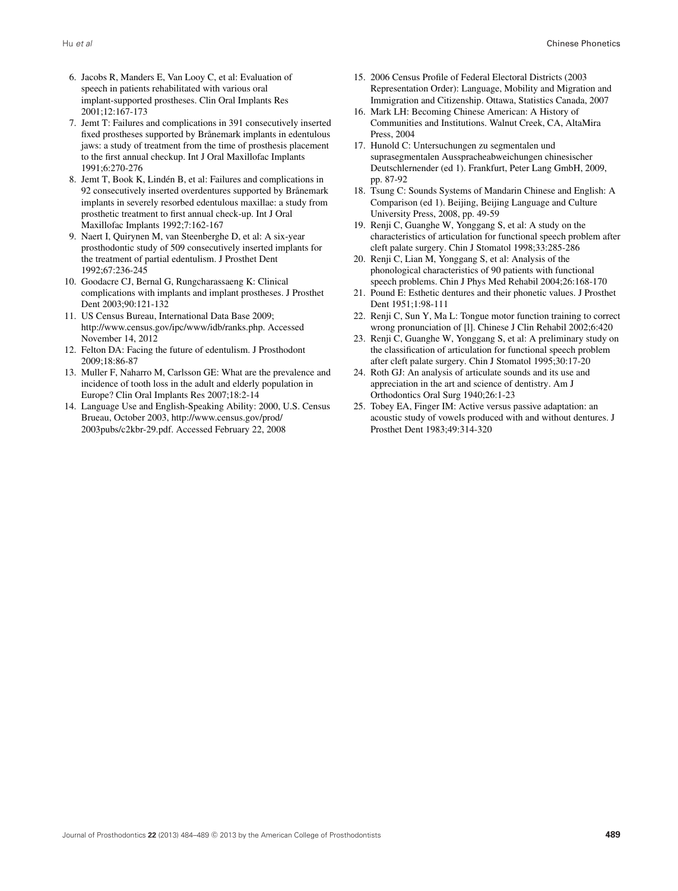6. Jacobs R, Manders E, Van Looy C, et al: Evaluation of speech in patients rehabilitated with various oral implant-supported prostheses. Clin Oral Implants Res 2001;12:167-173
7. Jemt T: Failures and complications in 391 consecutively inserted fixed prostheses supported by Brånemark implants in edentulous jaws: a study of treatment from the time of prosthesis placement to the first annual checkup. Int J Oral Maxillofac Implants 1991;6:270-276
8. Jemt T, Book K, Lindén B, et al: Failures and complications in 92 consecutively inserted overdentures supported by Brånemark implants in severely resorbed edentulous maxillae: a study from prosthetic treatment to first annual check-up. Int J Oral Maxillofac Implants 1992;7:162-167
9. Naert I, Quirynen M, van Steenberghe D, et al: A six-year prosthodontic study of 509 consecutively inserted implants for the treatment of partial edentulism. J Prosthet Dent 1992;67:236-245
10. Goodacre CJ, Bernal G, Rungcharassaeng K: Clinical complications with implants and implant prostheses. J Prosthet Dent 2003;90:121-132
11. US Census Bureau, International Data Base 2009; http://www.census.gov/ipc/www/idb/ranks.php. Accessed November 14, 2012
12. Felton DA: Facing the future of edentulism. J Prosthodont 2009;18:86-87
13. Muller F, Naharro M, Carlsson GE: What are the prevalence and incidence of tooth loss in the adult and elderly population in Europe? Clin Oral Implants Res 2007;18:2-14
14. Language Use and English-Speaking Ability: 2000, U.S. Census Brueau, October 2003, http://www.census.gov/prod/2003pubs/c2kbr-29.pdf. Accessed February 22, 2008
15. 2006 Census Profile of Federal Electoral Districts (2003 Representation Order): Language, Mobility and Migration and Immigration and Citizenship. Ottawa, Statistics Canada, 2007
16. Mark LH: Becoming Chinese American: A History of Communities and Institutions. Walnut Creek, CA, AltaMira Press, 2004
17. Hunold C: Untersuchungen zu segmentalen und suprasegmentalen Ausspracheabweichungen chinesischer Deutschlernender (ed 1). Frankfurt, Peter Lang GmbH, 2009, pp. 87-92
18. Tsung C: Sounds Systems of Mandarin Chinese and English: A Comparison (ed 1). Beijing, Beijing Language and Culture University Press, 2008, pp. 49-59
19. Renji C, Guanghe W, Yonggang S, et al: A study on the characteristics of articulation for functional speech problem after cleft palate surgery. Chin J Stomatol 1998;33:285-286
20. Renji C, Lian M, Yonggang S, et al: Analysis of the phonological characteristics of 90 patients with functional speech problems. Chin J Phys Med Rehabil 2004;26:168-170
21. Pound E: Esthetic dentures and their phonetic values. J Prosthet Dent 1951;1:98-111
22. Renji C, Sun Y, Ma L: Tongue motor function training to correct wrong pronunciation of [l]. Chinese J Clin Rehabil 2002;6:420
23. Renji C, Guanghe W, Yonggang S, et al: A preliminary study on the classification of articulation for functional speech problem after cleft palate surgery. Chin J Stomatol 1995;30:17-20
24. Roth GJ: An analysis of articulate sounds and its use and appreciation in the art and science of dentistry. Am J Orthodontics Oral Surg 1940;26:1-23
25. Tobey EA, Finger IM: Active versus passive adaptation: an acoustic study of vowels produced with and without dentures. J Prosthet Dent 1983;49:314-320